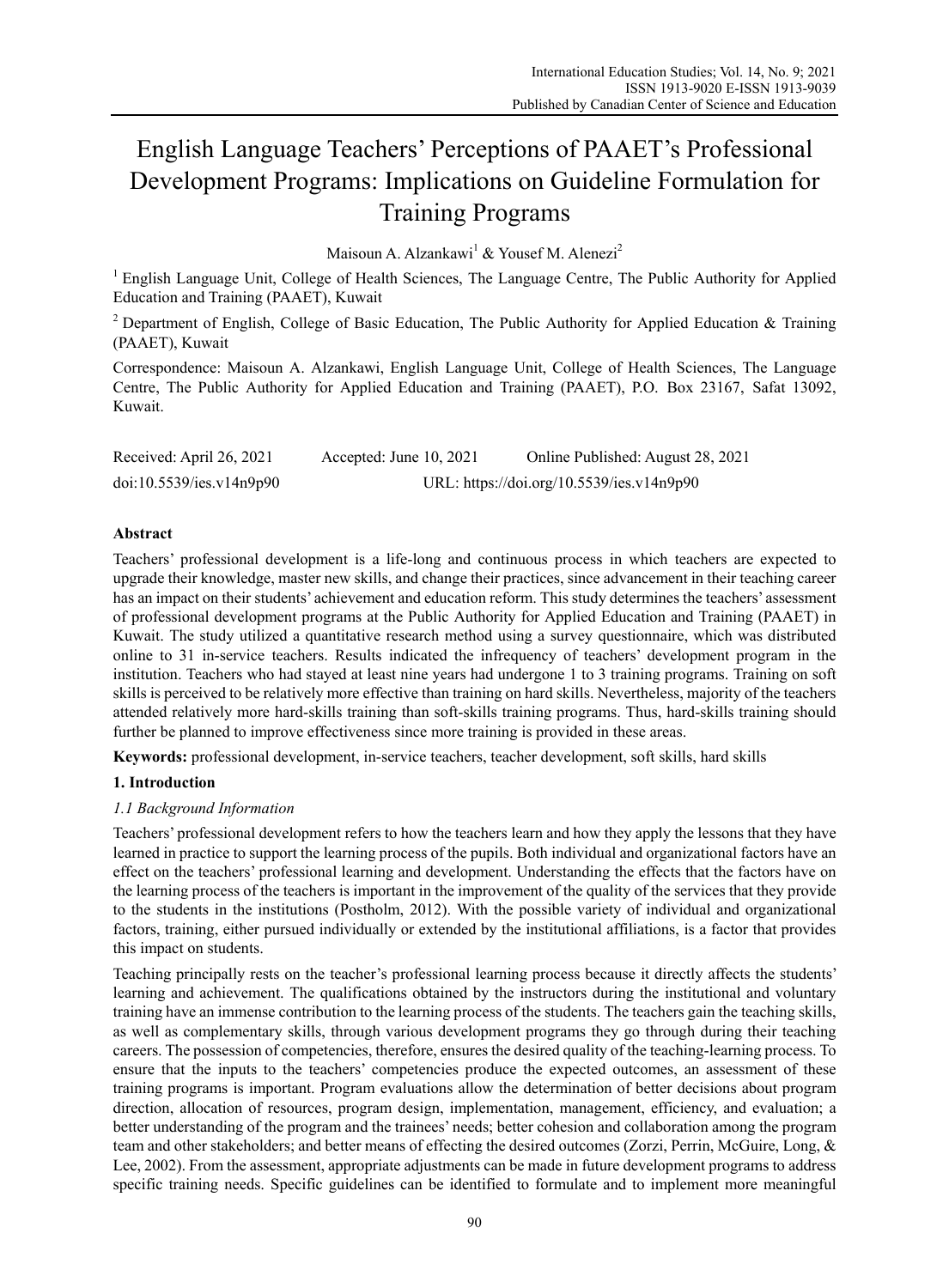# English Language Teachers' Perceptions of PAAET's Professional Development Programs: Implications on Guideline Formulation for Training Programs

Maisoun A. Alzankawi[1] & Yousef M. Alenezi[2]

[1] English Language Unit, College of Health Sciences, The Language Centre, The Public Authority for Applied Education and Training (PAAET), Kuwait

[2] Department of English, College of Basic Education, The Public Authority for Applied Education & Training (PAAET), Kuwait

Correspondence: Maisoun A. Alzankawi, English Language Unit, College of Health Sciences, The Language Centre, The Public Authority for Applied Education and Training (PAAET), P.O. Box 23167, Safat 13092, Kuwait.

Received: April 26, 2021 Accepted: June 10, 2021 Online Published: August 28, 2021

doi:10.5539/ies.v14n9p90 URL: https://doi.org/10.5539/ies.v14n9p90

## Abstract

Teachers' professional development is a life-long and continuous process in which teachers are expected to upgrade their knowledge, master new skills, and change their practices, since advancement in their teaching career has an impact on their students' achievement and education reform. This study determines the teachers' assessment of professional development programs at the Public Authority for Applied Education and Training (PAAET) in Kuwait. The study utilized a quantitative research method using a survey questionnaire, which was distributed online to 31 in-service teachers. Results indicated the infrequency of teachers' development program in the institution. Teachers who had stayed at least nine years had undergone 1 to 3 training programs. Training on soft skills is perceived to be relatively more effective than training on hard skills. Nevertheless, majority of the teachers attended relatively more hard-skills training than soft-skills training programs. Thus, hard-skills training should further be planned to improve effectiveness since more training is provided in these areas.

**Keywords:** professional development, in-service teachers, teacher development, soft skills, hard skills

## 1. Introduction

### *1.1 Background Information*

Teachers' professional development refers to how the teachers learn and how they apply the lessons that they have learned in practice to support the learning process of the pupils. Both individual and organizational factors have an effect on the teachers' professional learning and development. Understanding the effects that the factors have on the learning process of the teachers is important in the improvement of the quality of the services that they provide to the students in the institutions (Postholm, 2012). With the possible variety of individual and organizational factors, training, either pursued individually or extended by the institutional affiliations, is a factor that provides this impact on students.

Teaching principally rests on the teacher's professional learning process because it directly affects the students' learning and achievement. The qualifications obtained by the instructors during the institutional and voluntary training have an immense contribution to the learning process of the students. The teachers gain the teaching skills, as well as complementary skills, through various development programs they go through during their teaching careers. The possession of competencies, therefore, ensures the desired quality of the teaching-learning process. To ensure that the inputs to the teachers' competencies produce the expected outcomes, an assessment of these training programs is important. Program evaluations allow the determination of better decisions about program direction, allocation of resources, program design, implementation, management, efficiency, and evaluation; a better understanding of the program and the trainees' needs; better cohesion and collaboration among the program team and other stakeholders; and better means of effecting the desired outcomes (Zorzi, Perrin, McGuire, Long, & Lee, 2002). From the assessment, appropriate adjustments can be made in future development programs to address specific training needs. Specific guidelines can be identified to formulate and to implement more meaningful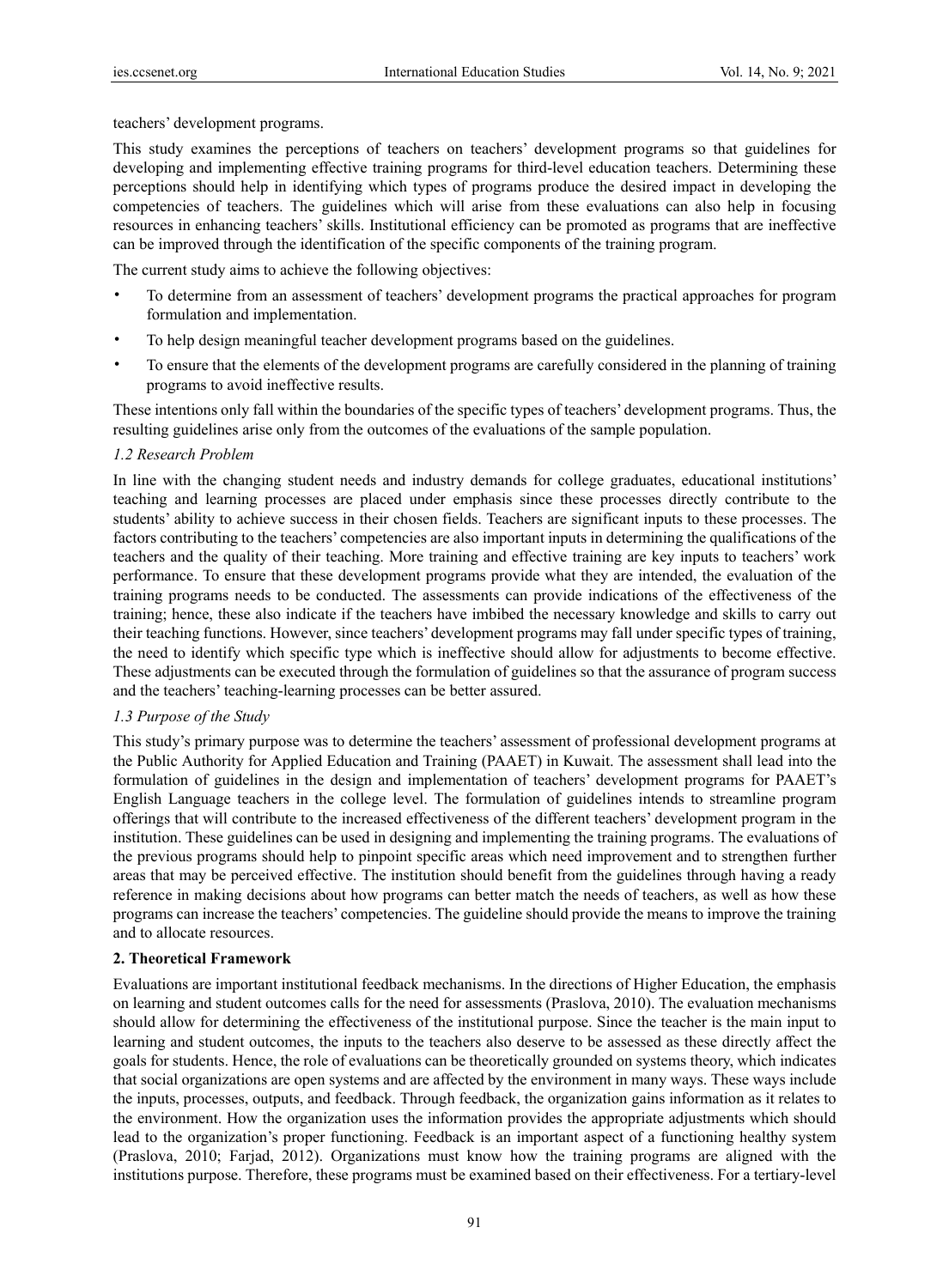teachers' development programs.

This study examines the perceptions of teachers on teachers' development programs so that guidelines for developing and implementing effective training programs for third-level education teachers. Determining these perceptions should help in identifying which types of programs produce the desired impact in developing the competencies of teachers. The guidelines which will arise from these evaluations can also help in focusing resources in enhancing teachers' skills. Institutional efficiency can be promoted as programs that are ineffective can be improved through the identification of the specific components of the training program.

The current study aims to achieve the following objectives:

- To determine from an assessment of teachers' development programs the practical approaches for program formulation and implementation.
- To help design meaningful teacher development programs based on the guidelines.
- To ensure that the elements of the development programs are carefully considered in the planning of training programs to avoid ineffective results.

These intentions only fall within the boundaries of the specific types of teachers' development programs. Thus, the resulting guidelines arise only from the outcomes of the evaluations of the sample population.

### *1.2 Research Problem*

In line with the changing student needs and industry demands for college graduates, educational institutions' teaching and learning processes are placed under emphasis since these processes directly contribute to the students' ability to achieve success in their chosen fields. Teachers are significant inputs to these processes. The factors contributing to the teachers' competencies are also important inputs in determining the qualifications of the teachers and the quality of their teaching. More training and effective training are key inputs to teachers' work performance. To ensure that these development programs provide what they are intended, the evaluation of the training programs needs to be conducted. The assessments can provide indications of the effectiveness of the training; hence, these also indicate if the teachers have imbibed the necessary knowledge and skills to carry out their teaching functions. However, since teachers' development programs may fall under specific types of training, the need to identify which specific type which is ineffective should allow for adjustments to become effective. These adjustments can be executed through the formulation of guidelines so that the assurance of program success and the teachers' teaching-learning processes can be better assured.

### *1.3 Purpose of the Study*

This study's primary purpose was to determine the teachers' assessment of professional development programs at the Public Authority for Applied Education and Training (PAAET) in Kuwait. The assessment shall lead into the formulation of guidelines in the design and implementation of teachers' development programs for PAAET's English Language teachers in the college level. The formulation of guidelines intends to streamline program offerings that will contribute to the increased effectiveness of the different teachers' development program in the institution. These guidelines can be used in designing and implementing the training programs. The evaluations of the previous programs should help to pinpoint specific areas which need improvement and to strengthen further areas that may be perceived effective. The institution should benefit from the guidelines through having a ready reference in making decisions about how programs can better match the needs of teachers, as well as how these programs can increase the teachers' competencies. The guideline should provide the means to improve the training and to allocate resources.

## **2. Theoretical Framework**

Evaluations are important institutional feedback mechanisms. In the directions of Higher Education, the emphasis on learning and student outcomes calls for the need for assessments (Praslova, 2010). The evaluation mechanisms should allow for determining the effectiveness of the institutional purpose. Since the teacher is the main input to learning and student outcomes, the inputs to the teachers also deserve to be assessed as these directly affect the goals for students. Hence, the role of evaluations can be theoretically grounded on systems theory, which indicates that social organizations are open systems and are affected by the environment in many ways. These ways include the inputs, processes, outputs, and feedback. Through feedback, the organization gains information as it relates to the environment. How the organization uses the information provides the appropriate adjustments which should lead to the organization's proper functioning. Feedback is an important aspect of a functioning healthy system (Praslova, 2010; Farjad, 2012). Organizations must know how the training programs are aligned with the institutions purpose. Therefore, these programs must be examined based on their effectiveness. For a tertiary-level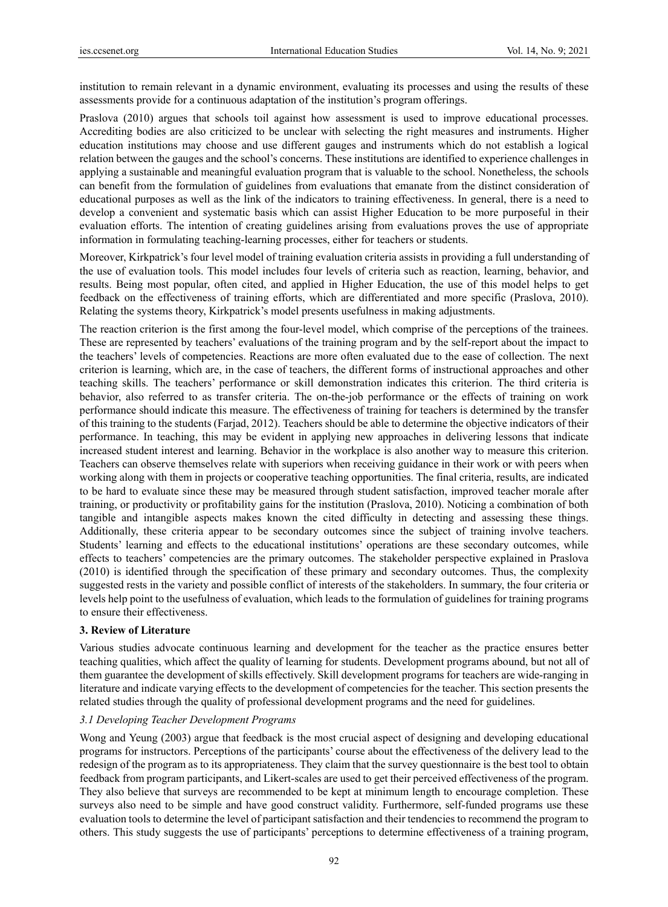institution to remain relevant in a dynamic environment, evaluating its processes and using the results of these assessments provide for a continuous adaptation of the institution's program offerings.

Praslova (2010) argues that schools toil against how assessment is used to improve educational processes. Accrediting bodies are also criticized to be unclear with selecting the right measures and instruments. Higher education institutions may choose and use different gauges and instruments which do not establish a logical relation between the gauges and the school's concerns. These institutions are identified to experience challenges in applying a sustainable and meaningful evaluation program that is valuable to the school. Nonetheless, the schools can benefit from the formulation of guidelines from evaluations that emanate from the distinct consideration of educational purposes as well as the link of the indicators to training effectiveness. In general, there is a need to develop a convenient and systematic basis which can assist Higher Education to be more purposeful in their evaluation efforts. The intention of creating guidelines arising from evaluations proves the use of appropriate information in formulating teaching-learning processes, either for teachers or students.

Moreover, Kirkpatrick's four level model of training evaluation criteria assists in providing a full understanding of the use of evaluation tools. This model includes four levels of criteria such as reaction, learning, behavior, and results. Being most popular, often cited, and applied in Higher Education, the use of this model helps to get feedback on the effectiveness of training efforts, which are differentiated and more specific (Praslova, 2010). Relating the systems theory, Kirkpatrick's model presents usefulness in making adjustments.

The reaction criterion is the first among the four-level model, which comprise of the perceptions of the trainees. These are represented by teachers' evaluations of the training program and by the self-report about the impact to the teachers' levels of competencies. Reactions are more often evaluated due to the ease of collection. The next criterion is learning, which are, in the case of teachers, the different forms of instructional approaches and other teaching skills. The teachers' performance or skill demonstration indicates this criterion. The third criteria is behavior, also referred to as transfer criteria. The on-the-job performance or the effects of training on work performance should indicate this measure. The effectiveness of training for teachers is determined by the transfer of this training to the students (Farjad, 2012). Teachers should be able to determine the objective indicators of their performance. In teaching, this may be evident in applying new approaches in delivering lessons that indicate increased student interest and learning. Behavior in the workplace is also another way to measure this criterion. Teachers can observe themselves relate with superiors when receiving guidance in their work or with peers when working along with them in projects or cooperative teaching opportunities. The final criteria, results, are indicated to be hard to evaluate since these may be measured through student satisfaction, improved teacher morale after training, or productivity or profitability gains for the institution (Praslova, 2010). Noticing a combination of both tangible and intangible aspects makes known the cited difficulty in detecting and assessing these things. Additionally, these criteria appear to be secondary outcomes since the subject of training involve teachers. Students' learning and effects to the educational institutions' operations are these secondary outcomes, while effects to teachers' competencies are the primary outcomes. The stakeholder perspective explained in Praslova (2010) is identified through the specification of these primary and secondary outcomes. Thus, the complexity suggested rests in the variety and possible conflict of interests of the stakeholders. In summary, the four criteria or levels help point to the usefulness of evaluation, which leads to the formulation of guidelines for training programs to ensure their effectiveness.

## 3. Review of Literature

Various studies advocate continuous learning and development for the teacher as the practice ensures better teaching qualities, which affect the quality of learning for students. Development programs abound, but not all of them guarantee the development of skills effectively. Skill development programs for teachers are wide-ranging in literature and indicate varying effects to the development of competencies for the teacher. This section presents the related studies through the quality of professional development programs and the need for guidelines.

### *3.1 Developing Teacher Development Programs*

Wong and Yeung (2003) argue that feedback is the most crucial aspect of designing and developing educational programs for instructors. Perceptions of the participants' course about the effectiveness of the delivery lead to the redesign of the program as to its appropriateness. They claim that the survey questionnaire is the best tool to obtain feedback from program participants, and Likert-scales are used to get their perceived effectiveness of the program. They also believe that surveys are recommended to be kept at minimum length to encourage completion. These surveys also need to be simple and have good construct validity. Furthermore, self-funded programs use these evaluation tools to determine the level of participant satisfaction and their tendencies to recommend the program to others. This study suggests the use of participants' perceptions to determine effectiveness of a training program,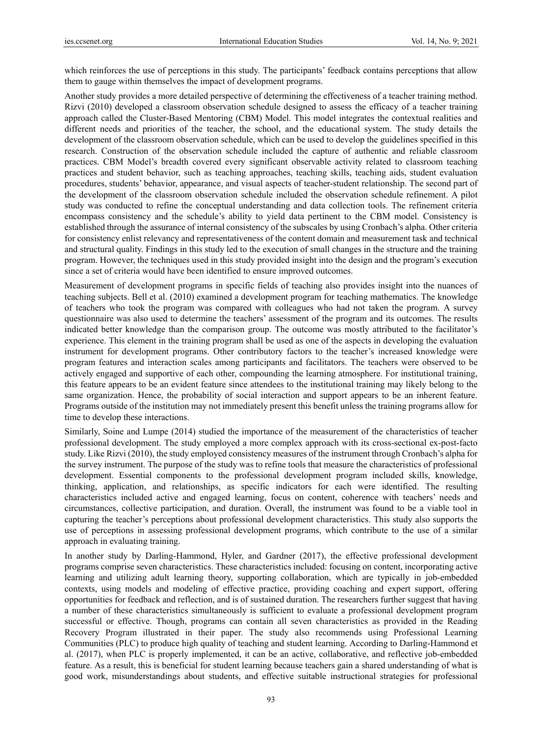which reinforces the use of perceptions in this study. The participants' feedback contains perceptions that allow them to gauge within themselves the impact of development programs.

Another study provides a more detailed perspective of determining the effectiveness of a teacher training method. Rizvi (2010) developed a classroom observation schedule designed to assess the efficacy of a teacher training approach called the Cluster-Based Mentoring (CBM) Model. This model integrates the contextual realities and different needs and priorities of the teacher, the school, and the educational system. The study details the development of the classroom observation schedule, which can be used to develop the guidelines specified in this research. Construction of the observation schedule included the capture of authentic and reliable classroom practices. CBM Model's breadth covered every significant observable activity related to classroom teaching practices and student behavior, such as teaching approaches, teaching skills, teaching aids, student evaluation procedures, students' behavior, appearance, and visual aspects of teacher-student relationship. The second part of the development of the classroom observation schedule included the observation schedule refinement. A pilot study was conducted to refine the conceptual understanding and data collection tools. The refinement criteria encompass consistency and the schedule's ability to yield data pertinent to the CBM model. Consistency is established through the assurance of internal consistency of the subscales by using Cronbach's alpha. Other criteria for consistency enlist relevancy and representativeness of the content domain and measurement task and technical and structural quality. Findings in this study led to the execution of small changes in the structure and the training program. However, the techniques used in this study provided insight into the design and the program's execution since a set of criteria would have been identified to ensure improved outcomes.

Measurement of development programs in specific fields of teaching also provides insight into the nuances of teaching subjects. Bell et al. (2010) examined a development program for teaching mathematics. The knowledge of teachers who took the program was compared with colleagues who had not taken the program. A survey questionnaire was also used to determine the teachers' assessment of the program and its outcomes. The results indicated better knowledge than the comparison group. The outcome was mostly attributed to the facilitator's experience. This element in the training program shall be used as one of the aspects in developing the evaluation instrument for development programs. Other contributory factors to the teacher's increased knowledge were program features and interaction scales among participants and facilitators. The teachers were observed to be actively engaged and supportive of each other, compounding the learning atmosphere. For institutional training, this feature appears to be an evident feature since attendees to the institutional training may likely belong to the same organization. Hence, the probability of social interaction and support appears to be an inherent feature. Programs outside of the institution may not immediately present this benefit unless the training programs allow for time to develop these interactions.

Similarly, Soine and Lumpe (2014) studied the importance of the measurement of the characteristics of teacher professional development. The study employed a more complex approach with its cross-sectional ex-post-facto study. Like Rizvi (2010), the study employed consistency measures of the instrument through Cronbach's alpha for the survey instrument. The purpose of the study was to refine tools that measure the characteristics of professional development. Essential components to the professional development program included skills, knowledge, thinking, application, and relationships, as specific indicators for each were identified. The resulting characteristics included active and engaged learning, focus on content, coherence with teachers' needs and circumstances, collective participation, and duration. Overall, the instrument was found to be a viable tool in capturing the teacher's perceptions about professional development characteristics. This study also supports the use of perceptions in assessing professional development programs, which contribute to the use of a similar approach in evaluating training.

In another study by Darling-Hammond, Hyler, and Gardner (2017), the effective professional development programs comprise seven characteristics. These characteristics included: focusing on content, incorporating active learning and utilizing adult learning theory, supporting collaboration, which are typically in job-embedded contexts, using models and modeling of effective practice, providing coaching and expert support, offering opportunities for feedback and reflection, and is of sustained duration. The researchers further suggest that having a number of these characteristics simultaneously is sufficient to evaluate a professional development program successful or effective. Though, programs can contain all seven characteristics as provided in the Reading Recovery Program illustrated in their paper. The study also recommends using Professional Learning Communities (PLC) to produce high quality of teaching and student learning. According to Darling-Hammond et al. (2017), when PLC is properly implemented, it can be an active, collaborative, and reflective job-embedded feature. As a result, this is beneficial for student learning because teachers gain a shared understanding of what is good work, misunderstandings about students, and effective suitable instructional strategies for professional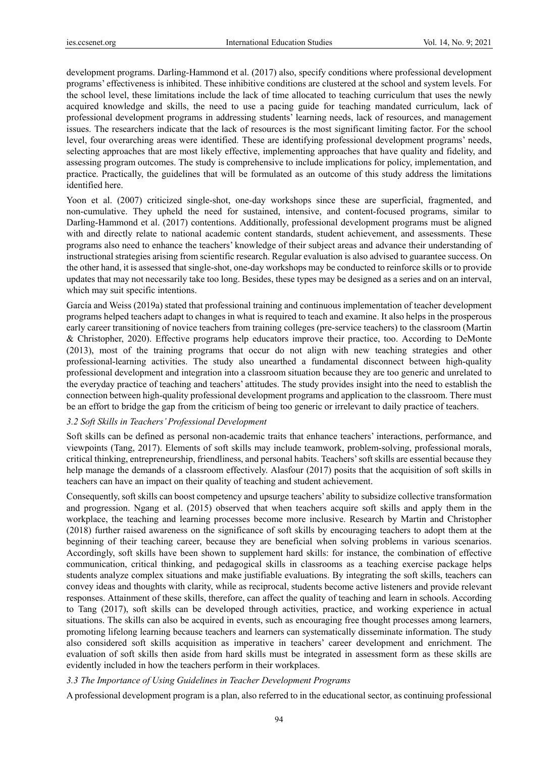development programs. Darling-Hammond et al. (2017) also, specify conditions where professional development programs' effectiveness is inhibited. These inhibitive conditions are clustered at the school and system levels. For the school level, these limitations include the lack of time allocated to teaching curriculum that uses the newly acquired knowledge and skills, the need to use a pacing guide for teaching mandated curriculum, lack of professional development programs in addressing students' learning needs, lack of resources, and management issues. The researchers indicate that the lack of resources is the most significant limiting factor. For the school level, four overarching areas were identified. These are identifying professional development programs' needs, selecting approaches that are most likely effective, implementing approaches that have quality and fidelity, and assessing program outcomes. The study is comprehensive to include implications for policy, implementation, and practice. Practically, the guidelines that will be formulated as an outcome of this study address the limitations identified here.

Yoon et al. (2007) criticized single-shot, one-day workshops since these are superficial, fragmented, and non-cumulative. They upheld the need for sustained, intensive, and content-focused programs, similar to Darling-Hammond et al. (2017) contentions. Additionally, professional development programs must be aligned with and directly relate to national academic content standards, student achievement, and assessments. These programs also need to enhance the teachers' knowledge of their subject areas and advance their understanding of instructional strategies arising from scientific research. Regular evaluation is also advised to guarantee success. On the other hand, it is assessed that single-shot, one-day workshops may be conducted to reinforce skills or to provide updates that may not necessarily take too long. Besides, these types may be designed as a series and on an interval, which may suit specific intentions.

García and Weiss (2019a) stated that professional training and continuous implementation of teacher development programs helped teachers adapt to changes in what is required to teach and examine. It also helps in the prosperous early career transitioning of novice teachers from training colleges (pre-service teachers) to the classroom (Martin & Christopher, 2020). Effective programs help educators improve their practice, too. According to DeMonte (2013), most of the training programs that occur do not align with new teaching strategies and other professional-learning activities. The study also unearthed a fundamental disconnect between high-quality professional development and integration into a classroom situation because they are too generic and unrelated to the everyday practice of teaching and teachers' attitudes. The study provides insight into the need to establish the connection between high-quality professional development programs and application to the classroom. There must be an effort to bridge the gap from the criticism of being too generic or irrelevant to daily practice of teachers.

### *3.2 Soft Skills in Teachers' Professional Development*

Soft skills can be defined as personal non-academic traits that enhance teachers' interactions, performance, and viewpoints (Tang, 2017). Elements of soft skills may include teamwork, problem-solving, professional morals, critical thinking, entrepreneurship, friendliness, and personal habits. Teachers' soft skills are essential because they help manage the demands of a classroom effectively. Alasfour (2017) posits that the acquisition of soft skills in teachers can have an impact on their quality of teaching and student achievement.

Consequently, soft skills can boost competency and upsurge teachers' ability to subsidize collective transformation and progression. Ngang et al. (2015) observed that when teachers acquire soft skills and apply them in the workplace, the teaching and learning processes become more inclusive. Research by Martin and Christopher (2018) further raised awareness on the significance of soft skills by encouraging teachers to adopt them at the beginning of their teaching career, because they are beneficial when solving problems in various scenarios. Accordingly, soft skills have been shown to supplement hard skills: for instance, the combination of effective communication, critical thinking, and pedagogical skills in classrooms as a teaching exercise package helps students analyze complex situations and make justifiable evaluations. By integrating the soft skills, teachers can convey ideas and thoughts with clarity, while as reciprocal, students become active listeners and provide relevant responses. Attainment of these skills, therefore, can affect the quality of teaching and learn in schools. According to Tang (2017), soft skills can be developed through activities, practice, and working experience in actual situations. The skills can also be acquired in events, such as encouraging free thought processes among learners, promoting lifelong learning because teachers and learners can systematically disseminate information. The study also considered soft skills acquisition as imperative in teachers' career development and enrichment. The evaluation of soft skills then aside from hard skills must be integrated in assessment form as these skills are evidently included in how the teachers perform in their workplaces.

### *3.3 The Importance of Using Guidelines in Teacher Development Programs*

A professional development program is a plan, also referred to in the educational sector, as continuing professional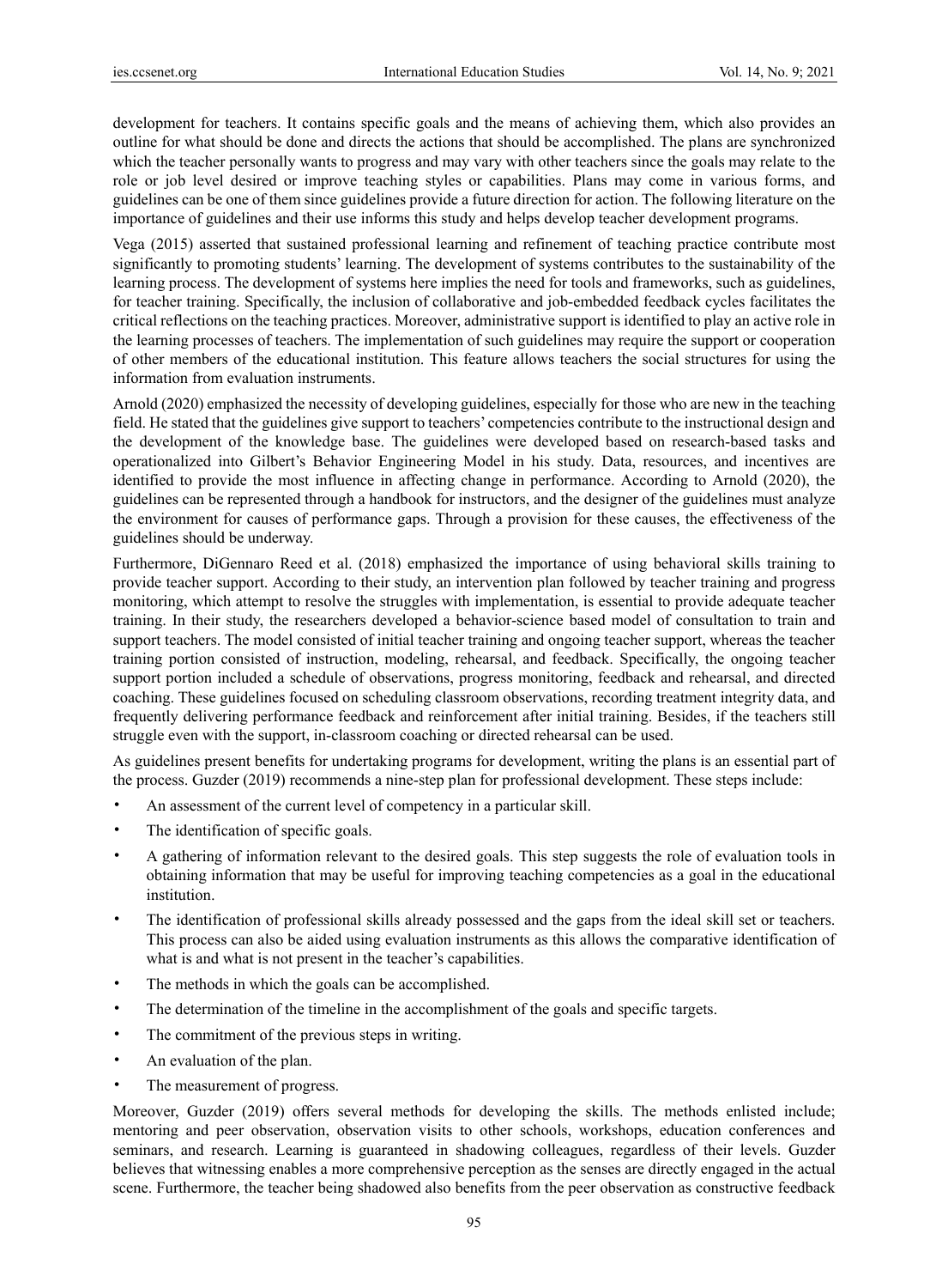development for teachers. It contains specific goals and the means of achieving them, which also provides an outline for what should be done and directs the actions that should be accomplished. The plans are synchronized which the teacher personally wants to progress and may vary with other teachers since the goals may relate to the role or job level desired or improve teaching styles or capabilities. Plans may come in various forms, and guidelines can be one of them since guidelines provide a future direction for action. The following literature on the importance of guidelines and their use informs this study and helps develop teacher development programs.

Vega (2015) asserted that sustained professional learning and refinement of teaching practice contribute most significantly to promoting students' learning. The development of systems contributes to the sustainability of the learning process. The development of systems here implies the need for tools and frameworks, such as guidelines, for teacher training. Specifically, the inclusion of collaborative and job-embedded feedback cycles facilitates the critical reflections on the teaching practices. Moreover, administrative support is identified to play an active role in the learning processes of teachers. The implementation of such guidelines may require the support or cooperation of other members of the educational institution. This feature allows teachers the social structures for using the information from evaluation instruments.

Arnold (2020) emphasized the necessity of developing guidelines, especially for those who are new in the teaching field. He stated that the guidelines give support to teachers' competencies contribute to the instructional design and the development of the knowledge base. The guidelines were developed based on research-based tasks and operationalized into Gilbert's Behavior Engineering Model in his study. Data, resources, and incentives are identified to provide the most influence in affecting change in performance. According to Arnold (2020), the guidelines can be represented through a handbook for instructors, and the designer of the guidelines must analyze the environment for causes of performance gaps. Through a provision for these causes, the effectiveness of the guidelines should be underway.

Furthermore, DiGennaro Reed et al. (2018) emphasized the importance of using behavioral skills training to provide teacher support. According to their study, an intervention plan followed by teacher training and progress monitoring, which attempt to resolve the struggles with implementation, is essential to provide adequate teacher training. In their study, the researchers developed a behavior-science based model of consultation to train and support teachers. The model consisted of initial teacher training and ongoing teacher support, whereas the teacher training portion consisted of instruction, modeling, rehearsal, and feedback. Specifically, the ongoing teacher support portion included a schedule of observations, progress monitoring, feedback and rehearsal, and directed coaching. These guidelines focused on scheduling classroom observations, recording treatment integrity data, and frequently delivering performance feedback and reinforcement after initial training. Besides, if the teachers still struggle even with the support, in-classroom coaching or directed rehearsal can be used.

As guidelines present benefits for undertaking programs for development, writing the plans is an essential part of the process. Guzder (2019) recommends a nine-step plan for professional development. These steps include:

- An assessment of the current level of competency in a particular skill.
- The identification of specific goals.
- A gathering of information relevant to the desired goals. This step suggests the role of evaluation tools in obtaining information that may be useful for improving teaching competencies as a goal in the educational institution.
- The identification of professional skills already possessed and the gaps from the ideal skill set or teachers. This process can also be aided using evaluation instruments as this allows the comparative identification of what is and what is not present in the teacher's capabilities.
- The methods in which the goals can be accomplished.
- The determination of the timeline in the accomplishment of the goals and specific targets.
- The commitment of the previous steps in writing.
- An evaluation of the plan.
- The measurement of progress.

Moreover, Guzder (2019) offers several methods for developing the skills. The methods enlisted include; mentoring and peer observation, observation visits to other schools, workshops, education conferences and seminars, and research. Learning is guaranteed in shadowing colleagues, regardless of their levels. Guzder believes that witnessing enables a more comprehensive perception as the senses are directly engaged in the actual scene. Furthermore, the teacher being shadowed also benefits from the peer observation as constructive feedback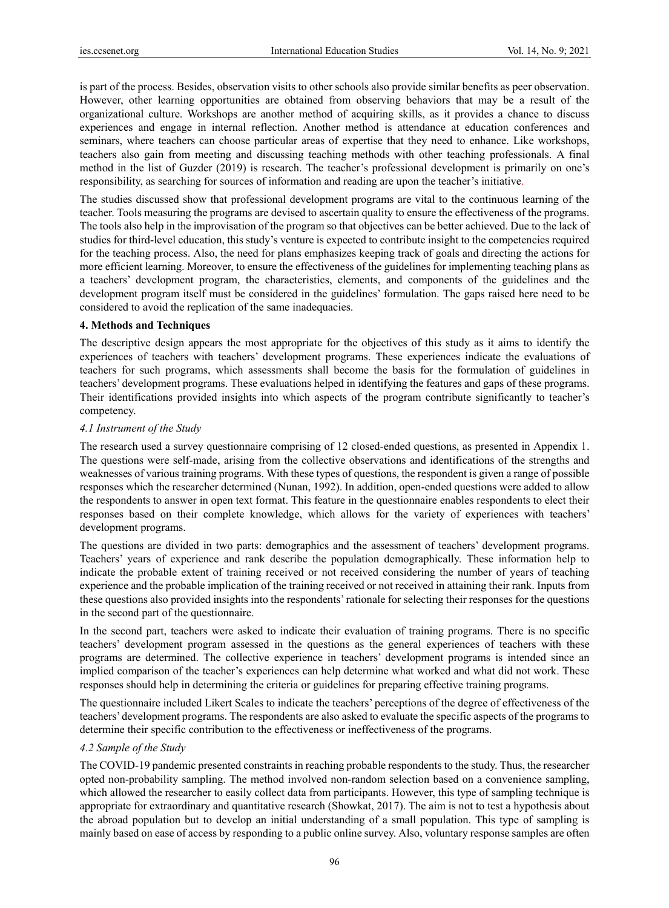is part of the process. Besides, observation visits to other schools also provide similar benefits as peer observation. However, other learning opportunities are obtained from observing behaviors that may be a result of the organizational culture. Workshops are another method of acquiring skills, as it provides a chance to discuss experiences and engage in internal reflection. Another method is attendance at education conferences and seminars, where teachers can choose particular areas of expertise that they need to enhance. Like workshops, teachers also gain from meeting and discussing teaching methods with other teaching professionals. A final method in the list of Guzder (2019) is research. The teacher's professional development is primarily on one's responsibility, as searching for sources of information and reading are upon the teacher's initiative.

The studies discussed show that professional development programs are vital to the continuous learning of the teacher. Tools measuring the programs are devised to ascertain quality to ensure the effectiveness of the programs. The tools also help in the improvisation of the program so that objectives can be better achieved. Due to the lack of studies for third-level education, this study's venture is expected to contribute insight to the competencies required for the teaching process. Also, the need for plans emphasizes keeping track of goals and directing the actions for more efficient learning. Moreover, to ensure the effectiveness of the guidelines for implementing teaching plans as a teachers' development program, the characteristics, elements, and components of the guidelines and the development program itself must be considered in the guidelines' formulation. The gaps raised here need to be considered to avoid the replication of the same inadequacies.

## 4. Methods and Techniques

The descriptive design appears the most appropriate for the objectives of this study as it aims to identify the experiences of teachers with teachers' development programs. These experiences indicate the evaluations of teachers for such programs, which assessments shall become the basis for the formulation of guidelines in teachers' development programs. These evaluations helped in identifying the features and gaps of these programs. Their identifications provided insights into which aspects of the program contribute significantly to teacher's competency.

### *4.1 Instrument of the Study*

The research used a survey questionnaire comprising of 12 closed-ended questions, as presented in Appendix 1. The questions were self-made, arising from the collective observations and identifications of the strengths and weaknesses of various training programs. With these types of questions, the respondent is given a range of possible responses which the researcher determined (Nunan, 1992). In addition, open-ended questions were added to allow the respondents to answer in open text format. This feature in the questionnaire enables respondents to elect their responses based on their complete knowledge, which allows for the variety of experiences with teachers' development programs.

The questions are divided in two parts: demographics and the assessment of teachers' development programs. Teachers' years of experience and rank describe the population demographically. These information help to indicate the probable extent of training received or not received considering the number of years of teaching experience and the probable implication of the training received or not received in attaining their rank. Inputs from these questions also provided insights into the respondents' rationale for selecting their responses for the questions in the second part of the questionnaire.

In the second part, teachers were asked to indicate their evaluation of training programs. There is no specific teachers' development program assessed in the questions as the general experiences of teachers with these programs are determined. The collective experience in teachers' development programs is intended since an implied comparison of the teacher's experiences can help determine what worked and what did not work. These responses should help in determining the criteria or guidelines for preparing effective training programs.

The questionnaire included Likert Scales to indicate the teachers' perceptions of the degree of effectiveness of the teachers' development programs. The respondents are also asked to evaluate the specific aspects of the programs to determine their specific contribution to the effectiveness or ineffectiveness of the programs.

### *4.2 Sample of the Study*

The COVID-19 pandemic presented constraints in reaching probable respondents to the study. Thus, the researcher opted non-probability sampling. The method involved non-random selection based on a convenience sampling, which allowed the researcher to easily collect data from participants. However, this type of sampling technique is appropriate for extraordinary and quantitative research (Showkat, 2017). The aim is not to test a hypothesis about the abroad population but to develop an initial understanding of a small population. This type of sampling is mainly based on ease of access by responding to a public online survey. Also, voluntary response samples are often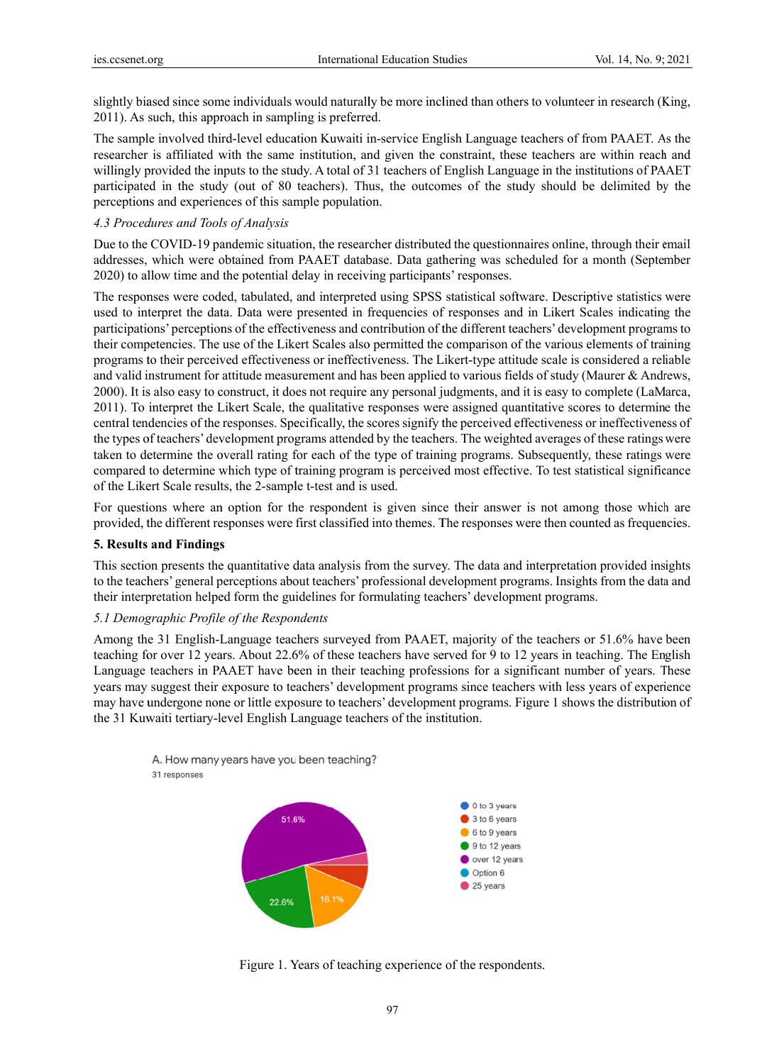slightly biased since some individuals would naturally be more inclined than others to volunteer in research (King, 2011). As such, this approach in sampling is preferred.

The sample involved third-level education Kuwaiti in-service English Language teachers of from PAAET. As the researcher is affiliated with the same institution, and given the constraint, these teachers are within reach and willingly provided the inputs to the study. A total of 31 teachers of English Language in the institutions of PAAET participated in the study (out of 80 teachers). Thus, the outcomes of the study should be delimited by the perceptions and experiences of this sample population.

### *4.3 Procedures and Tools of Analysis*

Due to the COVID-19 pandemic situation, the researcher distributed the questionnaires online, through their email addresses, which were obtained from PAAET database. Data gathering was scheduled for a month (September 2020) to allow time and the potential delay in receiving participants' responses.

The responses were coded, tabulated, and interpreted using SPSS statistical software. Descriptive statistics were used to interpret the data. Data were presented in frequencies of responses and in Likert Scales indicating the participations' perceptions of the effectiveness and contribution of the different teachers' development programs to their competencies. The use of the Likert Scales also permitted the comparison of the various elements of training programs to their perceived effectiveness or ineffectiveness. The Likert-type attitude scale is considered a reliable and valid instrument for attitude measurement and has been applied to various fields of study (Maurer & Andrews, 2000). It is also easy to construct, it does not require any personal judgments, and it is easy to complete (LaMarca, 2011). To interpret the Likert Scale, the qualitative responses were assigned quantitative scores to determine the central tendencies of the responses. Specifically, the scores signify the perceived effectiveness or ineffectiveness of the types of teachers' development programs attended by the teachers. The weighted averages of these ratings were taken to determine the overall rating for each of the type of training programs. Subsequently, these ratings were compared to determine which type of training program is perceived most effective. To test statistical significance of the Likert Scale results, the 2-sample t-test and is used.

For questions where an option for the respondent is given since their answer is not among those which are provided, the different responses were first classified into themes. The responses were then counted as frequencies.

## 5. Results and Findings

This section presents the quantitative data analysis from the survey. The data and interpretation provided insights to the teachers' general perceptions about teachers' professional development programs. Insights from the data and their interpretation helped form the guidelines for formulating teachers' development programs.

### *5.1 Demographic Profile of the Respondents*

Among the 31 English-Language teachers surveyed from PAAET, majority of the teachers or 51.6% have been teaching for over 12 years. About 22.6% of these teachers have served for 9 to 12 years in teaching. The English Language teachers in PAAET have been in their teaching professions for a significant number of years. These years may suggest their exposure to teachers' development programs since teachers with less years of experience may have undergone none or little exposure to teachers' development programs. Figure 1 shows the distribution of the 31 Kuwaiti tertiary-level English Language teachers of the institution.

A. How many years have you been teaching?
31 responses

- 0 to 3 years
- 3 to 6 years
- 6 to 9 years — 16.1%
- 9 to 12 years — 22.6%
- over 12 years — 51.6%
- Option 6
- 25 years

Figure 1. Years of teaching experience of the respondents.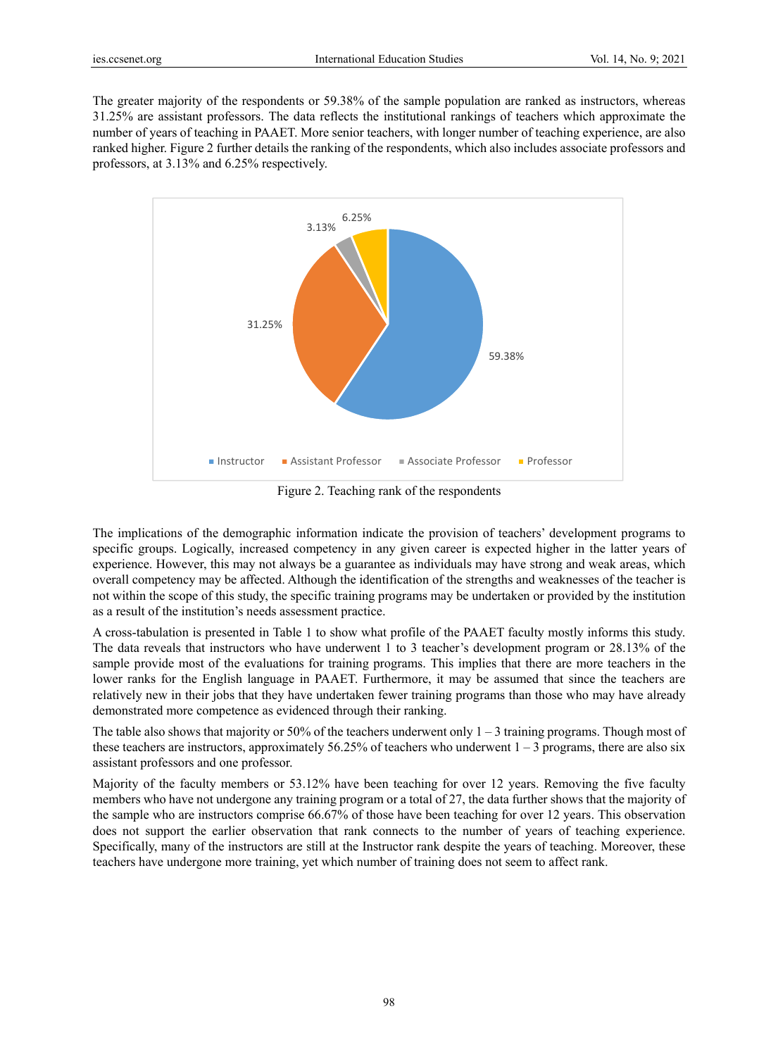The greater majority of the respondents or 59.38% of the sample population are ranked as instructors, whereas 31.25% are assistant professors. The data reflects the institutional rankings of teachers which approximate the number of years of teaching in PAAET. More senior teachers, with longer number of teaching experience, are also ranked higher. Figure 2 further details the ranking of the respondents, which also includes associate professors and professors, at 3.13% and 6.25% respectively.

Figure 2. Teaching rank of the respondents

The implications of the demographic information indicate the provision of teachers' development programs to specific groups. Logically, increased competency in any given career is expected higher in the latter years of experience. However, this may not always be a guarantee as individuals may have strong and weak areas, which overall competency may be affected. Although the identification of the strengths and weaknesses of the teacher is not within the scope of this study, the specific training programs may be undertaken or provided by the institution as a result of the institution's needs assessment practice.

A cross-tabulation is presented in Table 1 to show what profile of the PAAET faculty mostly informs this study. The data reveals that instructors who have underwent 1 to 3 teacher's development program or 28.13% of the sample provide most of the evaluations for training programs. This implies that there are more teachers in the lower ranks for the English language in PAAET. Furthermore, it may be assumed that since the teachers are relatively new in their jobs that they have undertaken fewer training programs than those who may have already demonstrated more competence as evidenced through their ranking.

The table also shows that majority or 50% of the teachers underwent only 1 – 3 training programs. Though most of these teachers are instructors, approximately 56.25% of teachers who underwent 1 – 3 programs, there are also six assistant professors and one professor.

Majority of the faculty members or 53.12% have been teaching for over 12 years. Removing the five faculty members who have not undergone any training program or a total of 27, the data further shows that the majority of the sample who are instructors comprise 66.67% of those have been teaching for over 12 years. This observation does not support the earlier observation that rank connects to the number of years of teaching experience. Specifically, many of the instructors are still at the Instructor rank despite the years of teaching. Moreover, these teachers have undergone more training, yet which number of training does not seem to affect rank.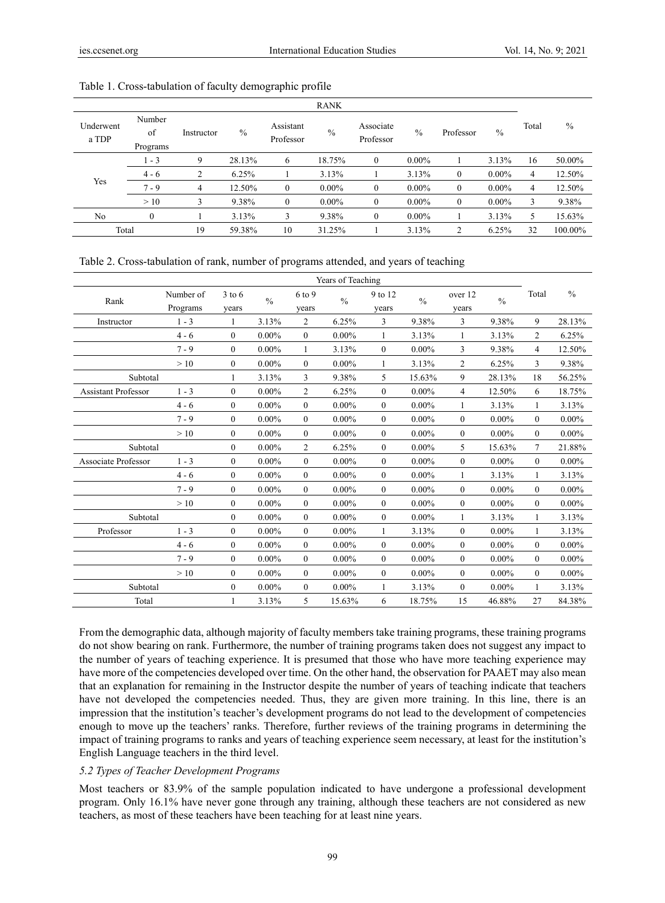Table 1. Cross-tabulation of faculty demographic profile

| Underwent a TDP | Number of Programs | RANK | | | | | | | | Total | % |
|---|---|---|---|---|---|---|---|---|---|---|---|
| | | Instructor | % | Assistant Professor | % | Associate Professor | % | Professor | % | | |
| Yes | 1 - 3 | 9 | 28.13% | 6 | 18.75% | 0 | 0.00% | 1 | 3.13% | 16 | 50.00% |
| | 4 - 6 | 2 | 6.25% | 1 | 3.13% | 1 | 3.13% | 0 | 0.00% | 4 | 12.50% |
| | 7 - 9 | 4 | 12.50% | 0 | 0.00% | 0 | 0.00% | 0 | 0.00% | 4 | 12.50% |
| | > 10 | 3 | 9.38% | 0 | 0.00% | 0 | 0.00% | 0 | 0.00% | 3 | 9.38% |
| No | 0 | 1 | 3.13% | 3 | 9.38% | 0 | 0.00% | 1 | 3.13% | 5 | 15.63% |
| Total | | 19 | 59.38% | 10 | 31.25% | 1 | 3.13% | 2 | 6.25% | 32 | 100.00% |

Table 2. Cross-tabulation of rank, number of programs attended, and years of teaching

| Rank | Number of Programs | Years of Teaching | | | | | | | | Total | % |
|---|---|---|---|---|---|---|---|---|---|---|---|
| | | 3 to 6 years | % | 6 to 9 years | % | 9 to 12 years | % | over 12 years | % | | |
| Instructor | 1 - 3 | 1 | 3.13% | 2 | 6.25% | 3 | 9.38% | 3 | 9.38% | 9 | 28.13% |
| | 4 - 6 | 0 | 0.00% | 0 | 0.00% | 1 | 3.13% | 1 | 3.13% | 2 | 6.25% |
| | 7 - 9 | 0 | 0.00% | 1 | 3.13% | 0 | 0.00% | 3 | 9.38% | 4 | 12.50% |
| | > 10 | 0 | 0.00% | 0 | 0.00% | 1 | 3.13% | 2 | 6.25% | 3 | 9.38% |
| Subtotal | | 1 | 3.13% | 3 | 9.38% | 5 | 15.63% | 9 | 28.13% | 18 | 56.25% |
| Assistant Professor | 1 - 3 | 0 | 0.00% | 2 | 6.25% | 0 | 0.00% | 4 | 12.50% | 6 | 18.75% |
| | 4 - 6 | 0 | 0.00% | 0 | 0.00% | 0 | 0.00% | 1 | 3.13% | 1 | 3.13% |
| | 7 - 9 | 0 | 0.00% | 0 | 0.00% | 0 | 0.00% | 0 | 0.00% | 0 | 0.00% |
| | > 10 | 0 | 0.00% | 0 | 0.00% | 0 | 0.00% | 0 | 0.00% | 0 | 0.00% |
| Subtotal | | 0 | 0.00% | 2 | 6.25% | 0 | 0.00% | 5 | 15.63% | 7 | 21.88% |
| Associate Professor | 1 - 3 | 0 | 0.00% | 0 | 0.00% | 0 | 0.00% | 0 | 0.00% | 0 | 0.00% |
| | 4 - 6 | 0 | 0.00% | 0 | 0.00% | 0 | 0.00% | 1 | 3.13% | 1 | 3.13% |
| | 7 - 9 | 0 | 0.00% | 0 | 0.00% | 0 | 0.00% | 0 | 0.00% | 0 | 0.00% |
| | > 10 | 0 | 0.00% | 0 | 0.00% | 0 | 0.00% | 0 | 0.00% | 0 | 0.00% |
| Subtotal | | 0 | 0.00% | 0 | 0.00% | 0 | 0.00% | 1 | 3.13% | 1 | 3.13% |
| Professor | 1 - 3 | 0 | 0.00% | 0 | 0.00% | 1 | 3.13% | 0 | 0.00% | 1 | 3.13% |
| | 4 - 6 | 0 | 0.00% | 0 | 0.00% | 0 | 0.00% | 0 | 0.00% | 0 | 0.00% |
| | 7 - 9 | 0 | 0.00% | 0 | 0.00% | 0 | 0.00% | 0 | 0.00% | 0 | 0.00% |
| | > 10 | 0 | 0.00% | 0 | 0.00% | 0 | 0.00% | 0 | 0.00% | 0 | 0.00% |
| Subtotal | | 0 | 0.00% | 0 | 0.00% | 1 | 3.13% | 0 | 0.00% | 1 | 3.13% |
| Total | | 1 | 3.13% | 5 | 15.63% | 6 | 18.75% | 15 | 46.88% | 27 | 84.38% |

From the demographic data, although majority of faculty members take training programs, these training programs do not show bearing on rank. Furthermore, the number of training programs taken does not suggest any impact to the number of years of teaching experience. It is presumed that those who have more teaching experience may have more of the competencies developed over time. On the other hand, the observation for PAAET may also mean that an explanation for remaining in the Instructor despite the number of years of teaching indicate that teachers have not developed the competencies needed. Thus, they are given more training. In this line, there is an impression that the institution's teacher's development programs do not lead to the development of competencies enough to move up the teachers' ranks. Therefore, further reviews of the training programs in determining the impact of training programs to ranks and years of teaching experience seem necessary, at least for the institution's English Language teachers in the third level.

### *5.2 Types of Teacher Development Programs*

Most teachers or 83.9% of the sample population indicated to have undergone a professional development program. Only 16.1% have never gone through any training, although these teachers are not considered as new teachers, as most of these teachers have been teaching for at least nine years.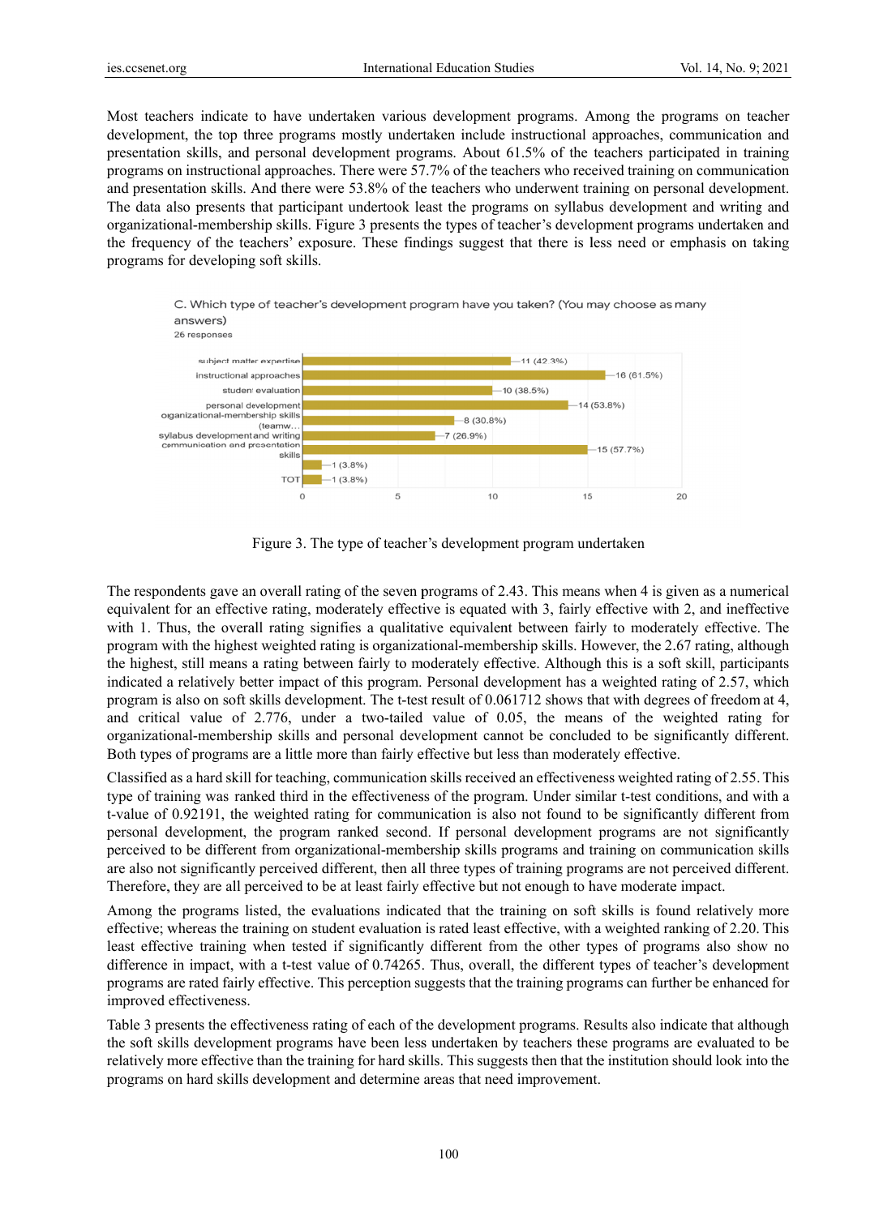Most teachers indicate to have undertaken various development programs. Among the programs on teacher development, the top three programs mostly undertaken include instructional approaches, communication and presentation skills, and personal development programs. About 61.5% of the teachers participated in training programs on instructional approaches. There were 57.7% of the teachers who received training on communication and presentation skills. And there were 53.8% of the teachers who underwent training on personal development. The data also presents that participant undertook least the programs on syllabus development and writing and organizational-membership skills. Figure 3 presents the types of teacher's development programs undertaken and the frequency of the teachers' exposure. These findings suggest that there is less need or emphasis on taking programs for developing soft skills.

C. Which type of teacher's development program have you taken? (You may choose as many answers)

26 responses

| Program | Responses |
|---|---|
| subject matter expertise | 11 (42.3%) |
| instructional approaches | 16 (61.5%) |
| student evaluation | 10 (38.5%) |
| personal development | 14 (53.8%) |
| organizational-membership skills (teamw… | 8 (30.8%) |
| syllabus development and writing | 7 (26.9%) |
| communication and presentation skills | 15 (57.7%) |
| | 1 (3.8%) |
| TOT | 1 (3.8%) |

Figure 3. The type of teacher's development program undertaken

The respondents gave an overall rating of the seven programs of 2.43. This means when 4 is given as a numerical equivalent for an effective rating, moderately effective is equated with 3, fairly effective with 2, and ineffective with 1. Thus, the overall rating signifies a qualitative equivalent between fairly to moderately effective. The program with the highest weighted rating is organizational-membership skills. However, the 2.67 rating, although the highest, still means a rating between fairly to moderately effective. Although this is a soft skill, participants indicated a relatively better impact of this program. Personal development has a weighted rating of 2.57, which program is also on soft skills development. The t-test result of 0.061712 shows that with degrees of freedom at 4, and critical value of 2.776, under a two-tailed value of 0.05, the means of the weighted rating for organizational-membership skills and personal development cannot be concluded to be significantly different. Both types of programs are a little more than fairly effective but less than moderately effective.

Classified as a hard skill for teaching, communication skills received an effectiveness weighted rating of 2.55. This type of training was ranked third in the effectiveness of the program. Under similar t-test conditions, and with a t-value of 0.92191, the weighted rating for communication is also not found to be significantly different from personal development, the program ranked second. If personal development programs are not significantly perceived to be different from organizational-membership skills programs and training on communication skills are also not significantly perceived different, then all three types of training programs are not perceived different. Therefore, they are all perceived to be at least fairly effective but not enough to have moderate impact.

Among the programs listed, the evaluations indicated that the training on soft skills is found relatively more effective; whereas the training on student evaluation is rated least effective, with a weighted ranking of 2.20. This least effective training when tested if significantly different from the other types of programs also show no difference in impact, with a t-test value of 0.74265. Thus, overall, the different types of teacher's development programs are rated fairly effective. This perception suggests that the training programs can further be enhanced for improved effectiveness.

Table 3 presents the effectiveness rating of each of the development programs. Results also indicate that although the soft skills development programs have been less undertaken by teachers these programs are evaluated to be relatively more effective than the training for hard skills. This suggests then that the institution should look into the programs on hard skills development and determine areas that need improvement.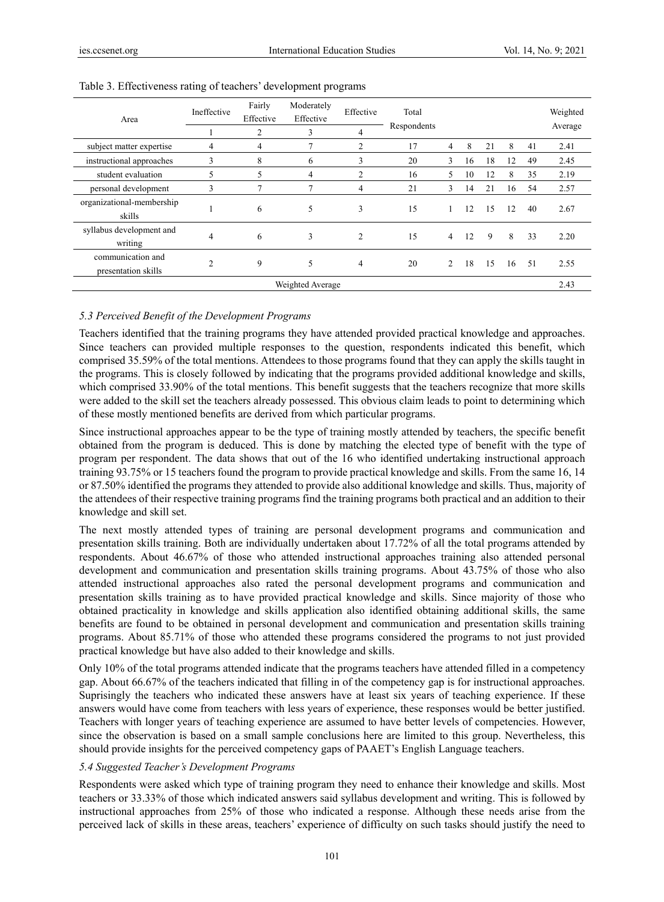Table 3. Effectiveness rating of teachers' development programs

| Area | Ineffective | Fairly Effective | Moderately Effective | Effective | Total Respondents | | | | | | Weighted Average |
|---|---|---|---|---|---|---|---|---|---|---|---|
| | 1 | 2 | 3 | 4 | | | | | | | |
| subject matter expertise | 4 | 4 | 7 | 2 | 17 | 4 | 8 | 21 | 8 | 41 | 2.41 |
| instructional approaches | 3 | 8 | 6 | 3 | 20 | 3 | 16 | 18 | 12 | 49 | 2.45 |
| student evaluation | 5 | 5 | 4 | 2 | 16 | 5 | 10 | 12 | 8 | 35 | 2.19 |
| personal development | 3 | 7 | 7 | 4 | 21 | 3 | 14 | 21 | 16 | 54 | 2.57 |
| organizational-membership skills | 1 | 6 | 5 | 3 | 15 | 1 | 12 | 15 | 12 | 40 | 2.67 |
| syllabus development and writing | 4 | 6 | 3 | 2 | 15 | 4 | 12 | 9 | 8 | 33 | 2.20 |
| communication and presentation skills | 2 | 9 | 5 | 4 | 20 | 2 | 18 | 15 | 16 | 51 | 2.55 |
| Weighted Average | | | | | | | | | | | 2.43 |

### *5.3 Perceived Benefit of the Development Programs*

Teachers identified that the training programs they have attended provided practical knowledge and approaches. Since teachers can provided multiple responses to the question, respondents indicated this benefit, which comprised 35.59% of the total mentions. Attendees to those programs found that they can apply the skills taught in the programs. This is closely followed by indicating that the programs provided additional knowledge and skills, which comprised 33.90% of the total mentions. This benefit suggests that the teachers recognize that more skills were added to the skill set the teachers already possessed. This obvious claim leads to point to determining which of these mostly mentioned benefits are derived from which particular programs.

Since instructional approaches appear to be the type of training mostly attended by teachers, the specific benefit obtained from the program is deduced. This is done by matching the elected type of benefit with the type of program per respondent. The data shows that out of the 16 who identified undertaking instructional approach training 93.75% or 15 teachers found the program to provide practical knowledge and skills. From the same 16, 14 or 87.50% identified the programs they attended to provide also additional knowledge and skills. Thus, majority of the attendees of their respective training programs find the training programs both practical and an addition to their knowledge and skill set.

The next mostly attended types of training are personal development programs and communication and presentation skills training. Both are individually undertaken about 17.72% of all the total programs attended by respondents. About 46.67% of those who attended instructional approaches training also attended personal development and communication and presentation skills training programs. About 43.75% of those who also attended instructional approaches also rated the personal development programs and communication and presentation skills training as to have provided practical knowledge and skills. Since majority of those who obtained practicality in knowledge and skills application also identified obtaining additional skills, the same benefits are found to be obtained in personal development and communication and presentation skills training programs. About 85.71% of those who attended these programs considered the programs to not just provided practical knowledge but have also added to their knowledge and skills.

Only 10% of the total programs attended indicate that the programs teachers have attended filled in a competency gap. About 66.67% of the teachers indicated that filling in of the competency gap is for instructional approaches. Suprisingly the teachers who indicated these answers have at least six years of teaching experience. If these answers would have come from teachers with less years of experience, these responses would be better justified. Teachers with longer years of teaching experience are assumed to have better levels of competencies. However, since the observation is based on a small sample conclusions here are limited to this group. Nevertheless, this should provide insights for the perceived competency gaps of PAAET's English Language teachers.

### *5.4 Suggested Teacher's Development Programs*

Respondents were asked which type of training program they need to enhance their knowledge and skills. Most teachers or 33.33% of those which indicated answers said syllabus development and writing. This is followed by instructional approaches from 25% of those who indicated a response. Although these needs arise from the perceived lack of skills in these areas, teachers' experience of difficulty on such tasks should justify the need to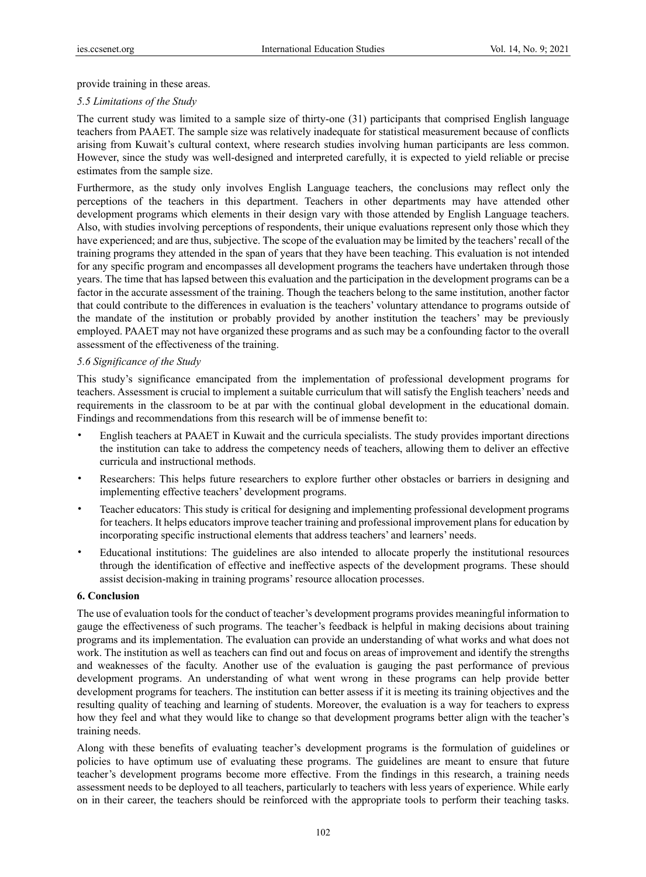provide training in these areas.

### *5.5 Limitations of the Study*

The current study was limited to a sample size of thirty-one (31) participants that comprised English language teachers from PAAET. The sample size was relatively inadequate for statistical measurement because of conflicts arising from Kuwait's cultural context, where research studies involving human participants are less common. However, since the study was well-designed and interpreted carefully, it is expected to yield reliable or precise estimates from the sample size.

Furthermore, as the study only involves English Language teachers, the conclusions may reflect only the perceptions of the teachers in this department. Teachers in other departments may have attended other development programs which elements in their design vary with those attended by English Language teachers. Also, with studies involving perceptions of respondents, their unique evaluations represent only those which they have experienced; and are thus, subjective. The scope of the evaluation may be limited by the teachers' recall of the training programs they attended in the span of years that they have been teaching. This evaluation is not intended for any specific program and encompasses all development programs the teachers have undertaken through those years. The time that has lapsed between this evaluation and the participation in the development programs can be a factor in the accurate assessment of the training. Though the teachers belong to the same institution, another factor that could contribute to the differences in evaluation is the teachers' voluntary attendance to programs outside of the mandate of the institution or probably provided by another institution the teachers' may be previously employed. PAAET may not have organized these programs and as such may be a confounding factor to the overall assessment of the effectiveness of the training.

### *5.6 Significance of the Study*

This study's significance emancipated from the implementation of professional development programs for teachers. Assessment is crucial to implement a suitable curriculum that will satisfy the English teachers' needs and requirements in the classroom to be at par with the continual global development in the educational domain. Findings and recommendations from this research will be of immense benefit to:

- English teachers at PAAET in Kuwait and the curricula specialists. The study provides important directions the institution can take to address the competency needs of teachers, allowing them to deliver an effective curricula and instructional methods.
- Researchers: This helps future researchers to explore further other obstacles or barriers in designing and implementing effective teachers' development programs.
- Teacher educators: This study is critical for designing and implementing professional development programs for teachers. It helps educators improve teacher training and professional improvement plans for education by incorporating specific instructional elements that address teachers' and learners' needs.
- Educational institutions: The guidelines are also intended to allocate properly the institutional resources through the identification of effective and ineffective aspects of the development programs. These should assist decision-making in training programs' resource allocation processes.

## **6. Conclusion**

The use of evaluation tools for the conduct of teacher's development programs provides meaningful information to gauge the effectiveness of such programs. The teacher's feedback is helpful in making decisions about training programs and its implementation. The evaluation can provide an understanding of what works and what does not work. The institution as well as teachers can find out and focus on areas of improvement and identify the strengths and weaknesses of the faculty. Another use of the evaluation is gauging the past performance of previous development programs. An understanding of what went wrong in these programs can help provide better development programs for teachers. The institution can better assess if it is meeting its training objectives and the resulting quality of teaching and learning of students. Moreover, the evaluation is a way for teachers to express how they feel and what they would like to change so that development programs better align with the teacher's training needs.

Along with these benefits of evaluating teacher's development programs is the formulation of guidelines or policies to have optimum use of evaluating these programs. The guidelines are meant to ensure that future teacher's development programs become more effective. From the findings in this research, a training needs assessment needs to be deployed to all teachers, particularly to teachers with less years of experience. While early on in their career, the teachers should be reinforced with the appropriate tools to perform their teaching tasks.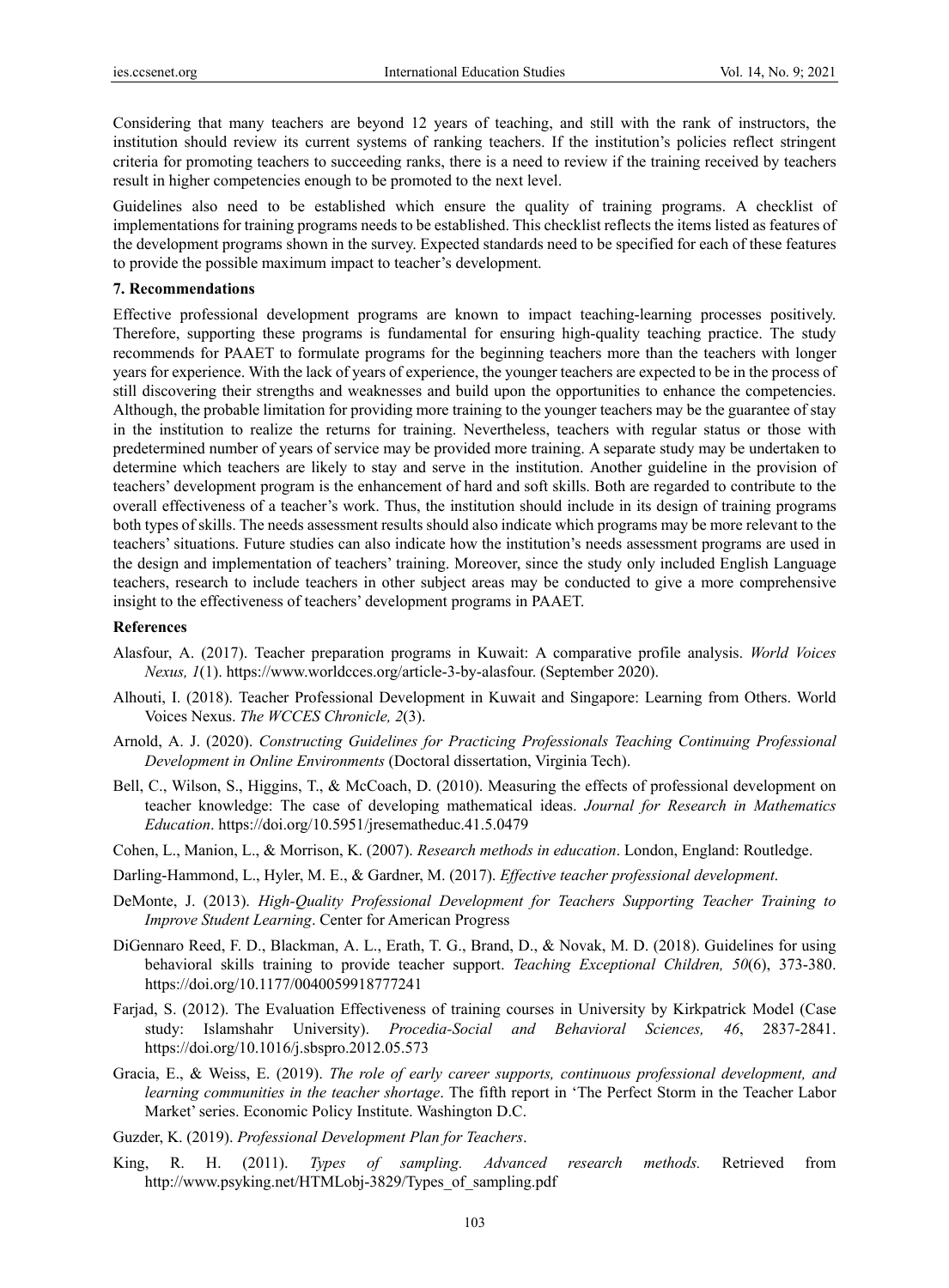Considering that many teachers are beyond 12 years of teaching, and still with the rank of instructors, the institution should review its current systems of ranking teachers. If the institution's policies reflect stringent criteria for promoting teachers to succeeding ranks, there is a need to review if the training received by teachers result in higher competencies enough to be promoted to the next level.

Guidelines also need to be established which ensure the quality of training programs. A checklist of implementations for training programs needs to be established. This checklist reflects the items listed as features of the development programs shown in the survey. Expected standards need to be specified for each of these features to provide the possible maximum impact to teacher's development.

## 7. Recommendations

Effective professional development programs are known to impact teaching-learning processes positively. Therefore, supporting these programs is fundamental for ensuring high-quality teaching practice. The study recommends for PAAET to formulate programs for the beginning teachers more than the teachers with longer years for experience. With the lack of years of experience, the younger teachers are expected to be in the process of still discovering their strengths and weaknesses and build upon the opportunities to enhance the competencies. Although, the probable limitation for providing more training to the younger teachers may be the guarantee of stay in the institution to realize the returns for training. Nevertheless, teachers with regular status or those with predetermined number of years of service may be provided more training. A separate study may be undertaken to determine which teachers are likely to stay and serve in the institution. Another guideline in the provision of teachers' development program is the enhancement of hard and soft skills. Both are regarded to contribute to the overall effectiveness of a teacher's work. Thus, the institution should include in its design of training programs both types of skills. The needs assessment results should also indicate which programs may be more relevant to the teachers' situations. Future studies can also indicate how the institution's needs assessment programs are used in the design and implementation of teachers' training. Moreover, since the study only included English Language teachers, research to include teachers in other subject areas may be conducted to give a more comprehensive insight to the effectiveness of teachers' development programs in PAAET.

## References

Alasfour, A. (2017). Teacher preparation programs in Kuwait: A comparative profile analysis. *World Voices Nexus, 1*(1). https://www.worldcces.org/article-3-by-alasfour. (September 2020).

Alhouti, I. (2018). Teacher Professional Development in Kuwait and Singapore: Learning from Others. World Voices Nexus. *The WCCES Chronicle, 2*(3).

Arnold, A. J. (2020). *Constructing Guidelines for Practicing Professionals Teaching Continuing Professional Development in Online Environments* (Doctoral dissertation, Virginia Tech).

Bell, C., Wilson, S., Higgins, T., & McCoach, D. (2010). Measuring the effects of professional development on teacher knowledge: The case of developing mathematical ideas. *Journal for Research in Mathematics Education*. https://doi.org/10.5951/jresematheduc.41.5.0479

Cohen, L., Manion, L., & Morrison, K. (2007). *Research methods in education*. London, England: Routledge.

Darling-Hammond, L., Hyler, M. E., & Gardner, M. (2017). *Effective teacher professional development*.

DeMonte, J. (2013). *High-Quality Professional Development for Teachers Supporting Teacher Training to Improve Student Learning*. Center for American Progress

DiGennaro Reed, F. D., Blackman, A. L., Erath, T. G., Brand, D., & Novak, M. D. (2018). Guidelines for using behavioral skills training to provide teacher support. *Teaching Exceptional Children, 50*(6), 373-380. https://doi.org/10.1177/0040059918777241

Farjad, S. (2012). The Evaluation Effectiveness of training courses in University by Kirkpatrick Model (Case study: Islamshahr University). *Procedia-Social and Behavioral Sciences, 46*, 2837-2841. https://doi.org/10.1016/j.sbspro.2012.05.573

Gracia, E., & Weiss, E. (2019). *The role of early career supports, continuous professional development, and learning communities in the teacher shortage*. The fifth report in 'The Perfect Storm in the Teacher Labor Market' series. Economic Policy Institute. Washington D.C.

Guzder, K. (2019). *Professional Development Plan for Teachers*.

King, R. H. (2011). *Types of sampling. Advanced research methods.* Retrieved from http://www.psyking.net/HTMLobj-3829/Types_of_sampling.pdf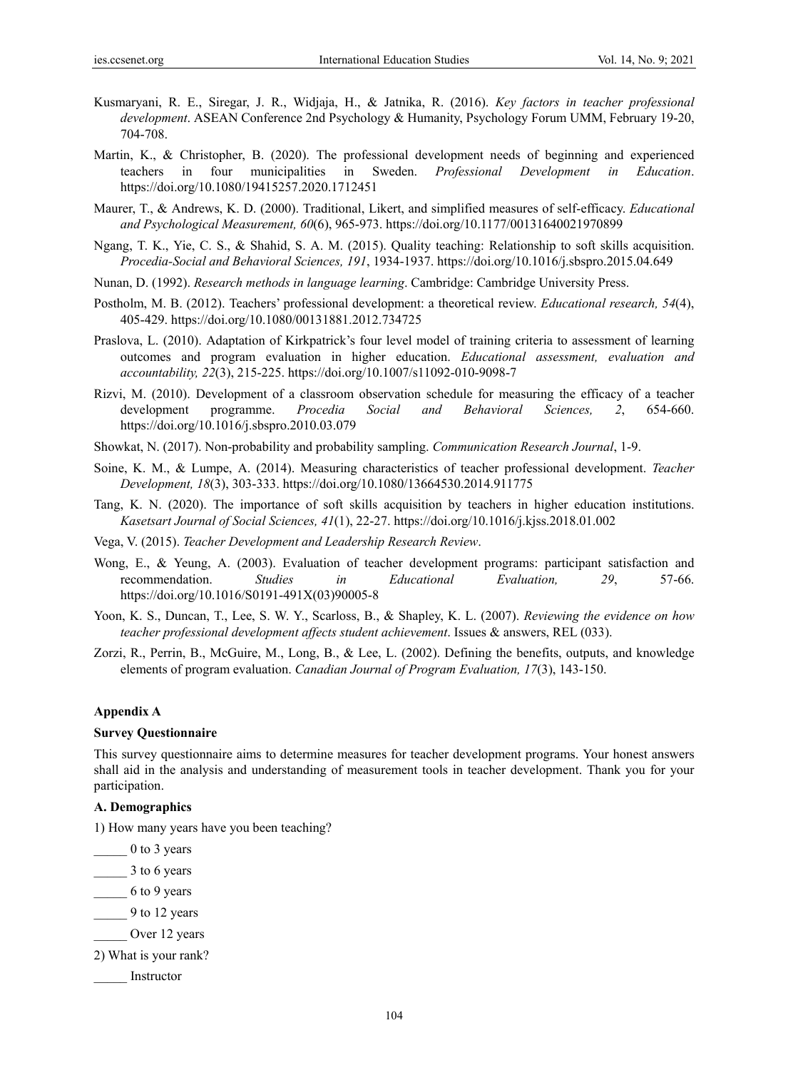Kusmaryani, R. E., Siregar, J. R., Widjaja, H., & Jatnika, R. (2016). *Key factors in teacher professional development*. ASEAN Conference 2nd Psychology & Humanity, Psychology Forum UMM, February 19-20, 704-708.

Martin, K., & Christopher, B. (2020). The professional development needs of beginning and experienced teachers in four municipalities in Sweden. *Professional Development in Education*. https://doi.org/10.1080/19415257.2020.1712451

Maurer, T., & Andrews, K. D. (2000). Traditional, Likert, and simplified measures of self-efficacy. *Educational and Psychological Measurement, 60*(6), 965-973. https://doi.org/10.1177/00131640021970899

Ngang, T. K., Yie, C. S., & Shahid, S. A. M. (2015). Quality teaching: Relationship to soft skills acquisition. *Procedia-Social and Behavioral Sciences, 191*, 1934-1937. https://doi.org/10.1016/j.sbspro.2015.04.649

Nunan, D. (1992). *Research methods in language learning*. Cambridge: Cambridge University Press.

Postholm, M. B. (2012). Teachers' professional development: a theoretical review. *Educational research, 54*(4), 405-429. https://doi.org/10.1080/00131881.2012.734725

Praslova, L. (2010). Adaptation of Kirkpatrick's four level model of training criteria to assessment of learning outcomes and program evaluation in higher education. *Educational assessment, evaluation and accountability, 22*(3), 215-225. https://doi.org/10.1007/s11092-010-9098-7

Rizvi, M. (2010). Development of a classroom observation schedule for measuring the efficacy of a teacher development programme. *Procedia Social and Behavioral Sciences, 2*, 654-660. https://doi.org/10.1016/j.sbspro.2010.03.079

Showkat, N. (2017). Non-probability and probability sampling. *Communication Research Journal*, 1-9.

Soine, K. M., & Lumpe, A. (2014). Measuring characteristics of teacher professional development. *Teacher Development, 18*(3), 303-333. https://doi.org/10.1080/13664530.2014.911775

Tang, K. N. (2020). The importance of soft skills acquisition by teachers in higher education institutions. *Kasetsart Journal of Social Sciences, 41*(1), 22-27. https://doi.org/10.1016/j.kjss.2018.01.002

Vega, V. (2015). *Teacher Development and Leadership Research Review*.

Wong, E., & Yeung, A. (2003). Evaluation of teacher development programs: participant satisfaction and recommendation. *Studies in Educational Evaluation, 29*, 57-66. https://doi.org/10.1016/S0191-491X(03)90005-8

Yoon, K. S., Duncan, T., Lee, S. W. Y., Scarloss, B., & Shapley, K. L. (2007). *Reviewing the evidence on how teacher professional development affects student achievement*. Issues & answers, REL (033).

Zorzi, R., Perrin, B., McGuire, M., Long, B., & Lee, L. (2002). Defining the benefits, outputs, and knowledge elements of program evaluation. *Canadian Journal of Program Evaluation, 17*(3), 143-150.

## Appendix A

### Survey Questionnaire

This survey questionnaire aims to determine measures for teacher development programs. Your honest answers shall aid in the analysis and understanding of measurement tools in teacher development. Thank you for your participation.

### A. Demographics

1) How many years have you been teaching?

_____ 0 to 3 years

_____ 3 to 6 years

_____ 6 to 9 years

_____ 9 to 12 years

_____ Over 12 years

2) What is your rank?

_____ Instructor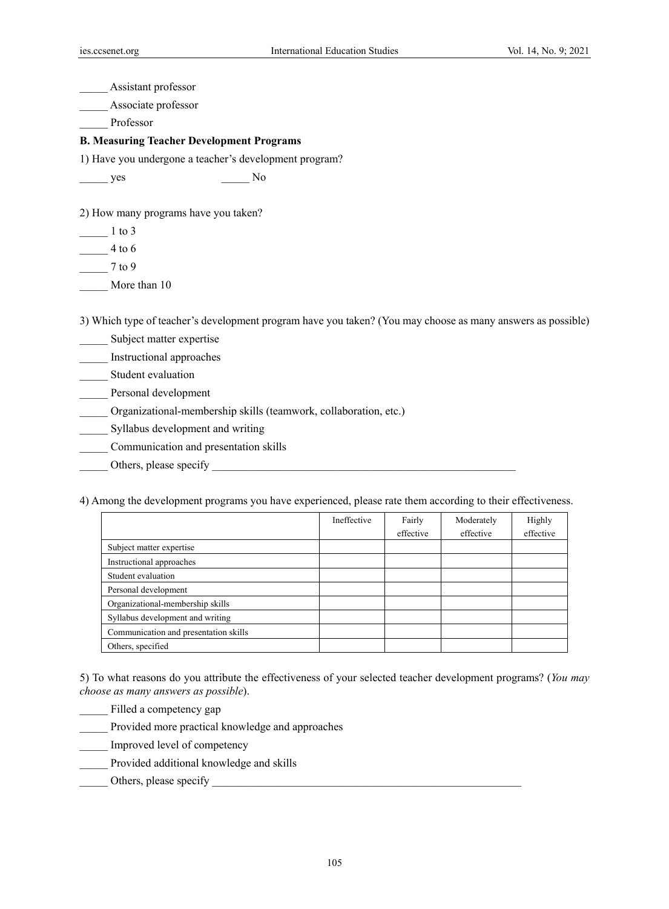_____ Assistant professor

_____ Associate professor

_____ Professor

**B. Measuring Teacher Development Programs**

1) Have you undergone a teacher's development program?

_____ yes                    _____ No

2) How many programs have you taken?

_____ 1 to 3

_____ 4 to 6

_____ 7 to 9

_____ More than 10

3) Which type of teacher's development program have you taken? (You may choose as many answers as possible)

_____ Subject matter expertise

_____ Instructional approaches

_____ Student evaluation

_____ Personal development

_____ Organizational-membership skills (teamwork, collaboration, etc.)

_____ Syllabus development and writing

_____ Communication and presentation skills

_____ Others, please specify ________________________________________________________

4) Among the development programs you have experienced, please rate them according to their effectiveness.

| | Ineffective | Fairly effective | Moderately effective | Highly effective |
|---|---|---|---|---|
| Subject matter expertise | | | | |
| Instructional approaches | | | | |
| Student evaluation | | | | |
| Personal development | | | | |
| Organizational-membership skills | | | | |
| Syllabus development and writing | | | | |
| Communication and presentation skills | | | | |
| Others, specified | | | | |

5) To what reasons do you attribute the effectiveness of your selected teacher development programs? (*You may choose as many answers as possible*).

_____ Filled a competency gap

_____ Provided more practical knowledge and approaches

_____ Improved level of competency

_____ Provided additional knowledge and skills

_____ Others, please specify ________________________________________________________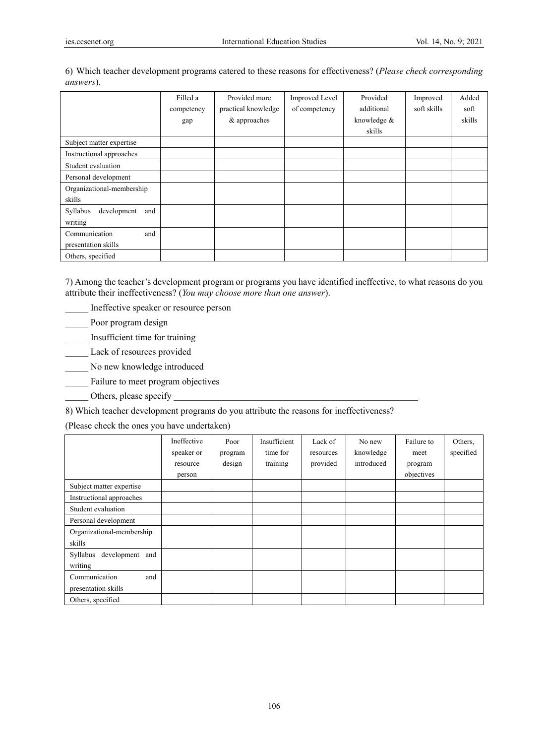6) Which teacher development programs catered to these reasons for effectiveness? (*Please check corresponding answers*).

| | Filled a competency gap | Provided more practical knowledge & approaches | Improved Level of competency | Provided additional knowledge & skills | Improved soft skills | Added soft skills |
|---|---|---|---|---|---|---|
| Subject matter expertise | | | | | | |
| Instructional approaches | | | | | | |
| Student evaluation | | | | | | |
| Personal development | | | | | | |
| Organizational-membership skills | | | | | | |
| Syllabus development and writing | | | | | | |
| Communication and presentation skills | | | | | | |
| Others, specified | | | | | | |

7) Among the teacher's development program or programs you have identified ineffective, to what reasons do you attribute their ineffectiveness? (*You may choose more than one answer*).

_____ Ineffective speaker or resource person

_____ Poor program design

_____ Insufficient time for training

_____ Lack of resources provided

_____ No new knowledge introduced

_____ Failure to meet program objectives

_____ Others, please specify ______________________________________________________

8) Which teacher development programs do you attribute the reasons for ineffectiveness?

(Please check the ones you have undertaken)

| | Ineffective speaker or resource person | Poor program design | Insufficient time for training | Lack of resources provided | No new knowledge introduced | Failure to meet program objectives | Others, specified |
|---|---|---|---|---|---|---|---|
| Subject matter expertise | | | | | | | |
| Instructional approaches | | | | | | | |
| Student evaluation | | | | | | | |
| Personal development | | | | | | | |
| Organizational-membership skills | | | | | | | |
| Syllabus development and writing | | | | | | | |
| Communication and presentation skills | | | | | | | |
| Others, specified | | | | | | | |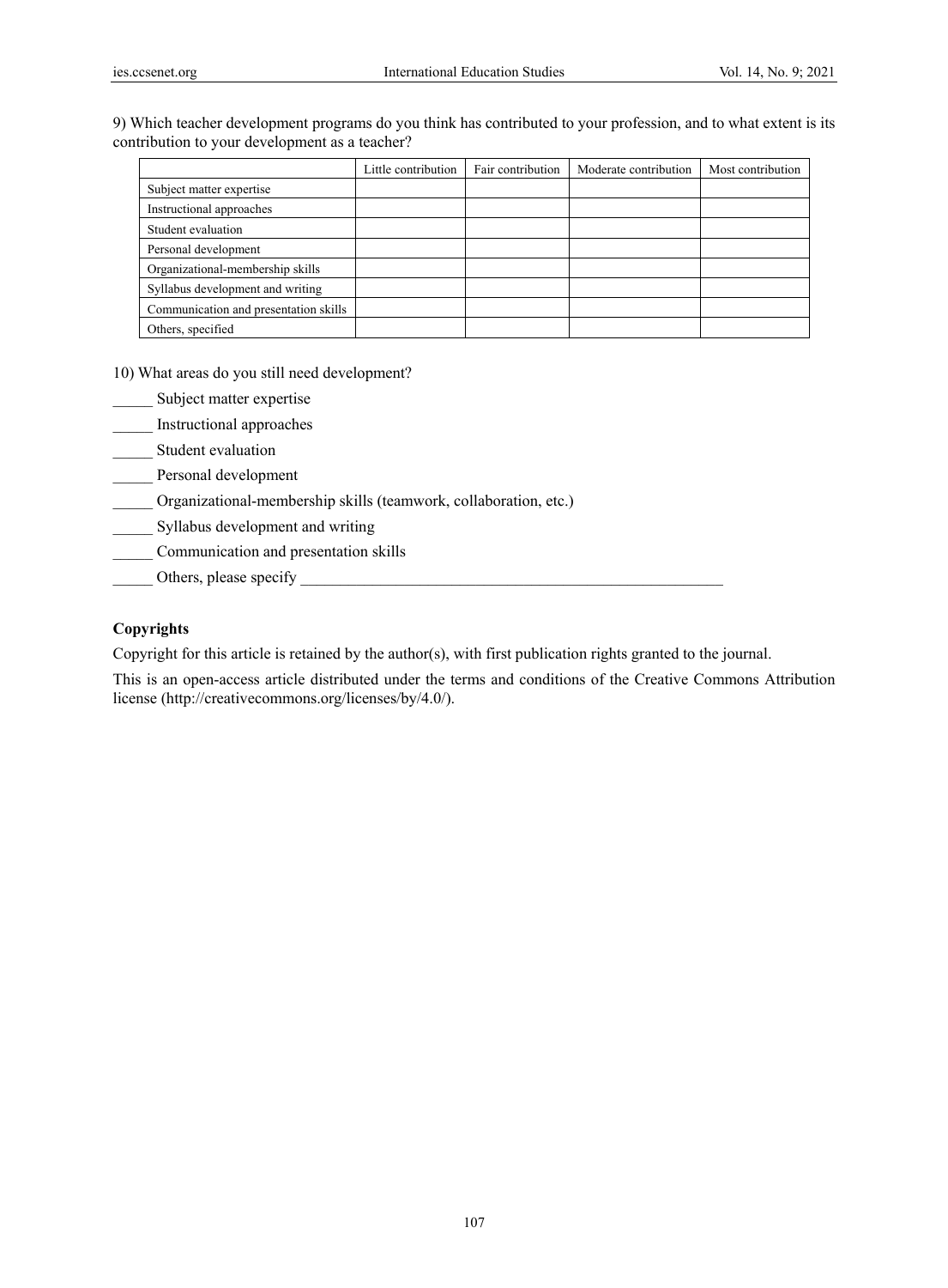9) Which teacher development programs do you think has contributed to your profession, and to what extent is its contribution to your development as a teacher?

| | Little contribution | Fair contribution | Moderate contribution | Most contribution |
|---|---|---|---|---|
| Subject matter expertise | | | | |
| Instructional approaches | | | | |
| Student evaluation | | | | |
| Personal development | | | | |
| Organizational-membership skills | | | | |
| Syllabus development and writing | | | | |
| Communication and presentation skills | | | | |
| Others, specified | | | | |

10) What areas do you still need development?

_____ Subject matter expertise

_____ Instructional approaches

_____ Student evaluation

_____ Personal development

_____ Organizational-membership skills (teamwork, collaboration, etc.)

_____ Syllabus development and writing

_____ Communication and presentation skills

_____ Others, please specify _______________________________________________________

**Copyrights**

Copyright for this article is retained by the author(s), with first publication rights granted to the journal.

This is an open-access article distributed under the terms and conditions of the Creative Commons Attribution license (http://creativecommons.org/licenses/by/4.0/).